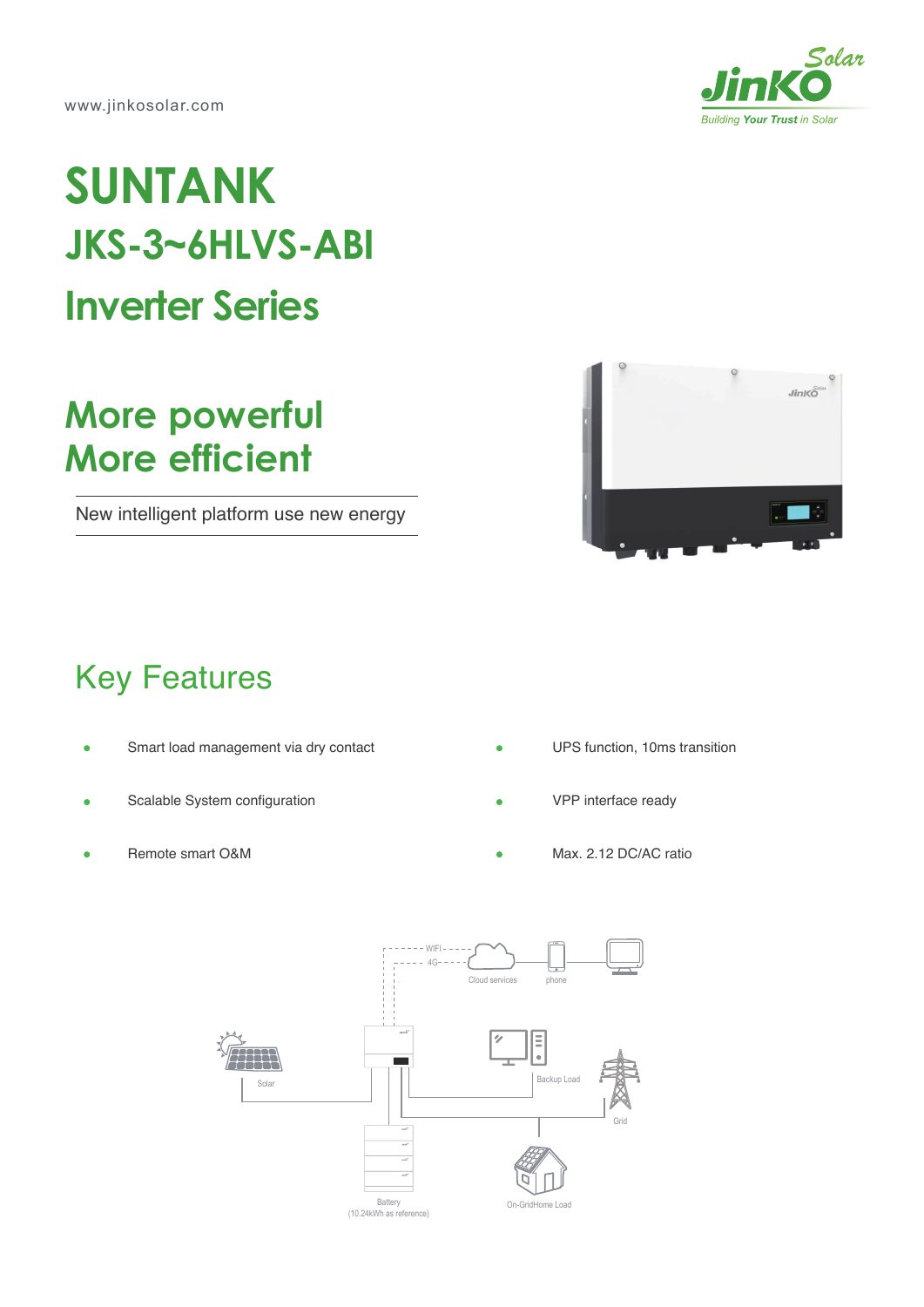www.jinkosolar.com

# SUNTANK

## JKS-3~6HLVS-ABI

## Inverter Series

## More powerful
## More efficient

New intelligent platform use new energy

## Key Features

- Smart load management via dry contact
- Scalable System configuration
- Remote smart O&M
- UPS function, 10ms transition
- VPP interface ready
- Max. 2.12 DC/AC ratio

WIFI
4G
Cloud services
phone
Solar
Backup Load
Grid
Battery
(10.24kWh as reference)
On-GridHome Load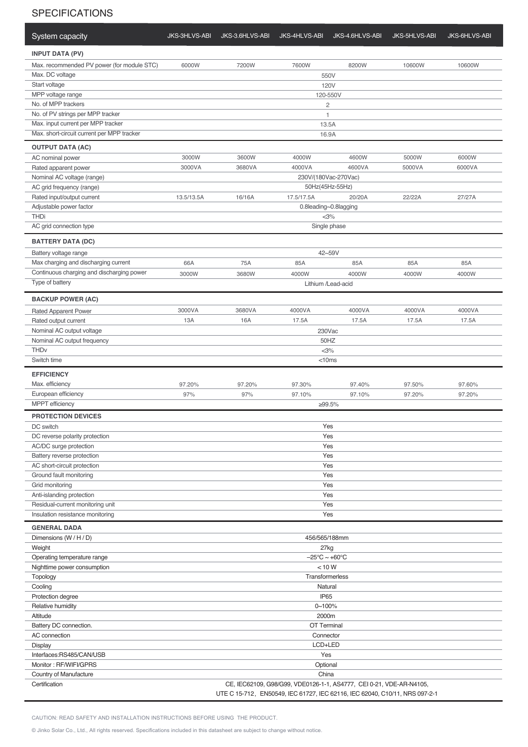## SPECIFICATIONS

| System capacity | JKS-3HLVS-ABI | JKS-3.6HLVS-ABI | JKS-4HLVS-ABI | JKS-4.6HLVS-ABI | JKS-5HLVS-ABI | JKS-6HLVS-ABI |
|---|---|---|---|---|---|---|
| **INPUT DATA (PV)** | | | | | | |
| Max. recommended PV power (for module STC) | 6000W | 7200W | 7600W | 8200W | 10600W | 10600W |
| Max. DC voltage | 550V | | | | | |
| Start voltage | 120V | | | | | |
| MPP voltage range | 120-550V | | | | | |
| No. of MPP trackers | 2 | | | | | |
| No. of PV strings per MPP tracker | 1 | | | | | |
| Max. input current per MPP tracker | 13.5A | | | | | |
| Max. short-circuit current per MPP tracker | 16.9A | | | | | |
| **OUTPUT DATA (AC)** | | | | | | |
| AC nominal power | 3000W | 3600W | 4000W | 4600W | 5000W | 6000W |
| Rated apparent power | 3000VA | 3680VA | 4000VA | 4600VA | 5000VA | 6000VA |
| Nominal AC voltage (range) | 230V/(180Vac-270Vac) | | | | | |
| AC grid frequency (range) | 50Hz(45Hz-55Hz) | | | | | |
| Rated input/output current | 13.5/13.5A | 16/16A | 17.5/17.5A | 20/20A | 22/22A | 27/27A |
| Adjustable power factor | 0.8leading~0.8lagging | | | | | |
| THDi | <3% | | | | | |
| AC grid connection type | Single phase | | | | | |
| **BATTERY DATA (DC)** | | | | | | |
| Battery voltage range | 42~59V | | | | | |
| Max charging and discharging current | 66A | 75A | 85A | 85A | 85A | 85A |
| Continuous charging and discharging power | 3000W | 3680W | 4000W | 4000W | 4000W | 4000W |
| Type of battery | Lithium /Lead-acid | | | | | |
| **BACKUP POWER (AC)** | | | | | | |
| Rated Apparent Power | 3000VA | 3680VA | 4000VA | 4000VA | 4000VA | 4000VA |
| Rated output current | 13A | 16A | 17.5A | 17.5A | 17.5A | 17.5A |
| Nominal AC output voltage | 230Vac | | | | | |
| Nominal AC output frequency | 50HZ | | | | | |
| THDv | <3% | | | | | |
| Switch time | <10ms | | | | | |
| **EFFICIENCY** | | | | | | |
| Max. efficiency | 97.20% | 97.20% | 97.30% | 97.40% | 97.50% | 97.60% |
| European efficiency | 97% | 97% | 97.10% | 97.10% | 97.20% | 97.20% |
| MPPT efficiency | ≥99.5% | | | | | |
| **PROTECTION DEVICES** | | | | | | |
| DC switch | Yes | | | | | |
| DC reverse polarity protection | Yes | | | | | |
| AC/DC surge protection | Yes | | | | | |
| Battery reverse protection | Yes | | | | | |
| AC short-circuit protection | Yes | | | | | |
| Ground fault monitoring | Yes | | | | | |
| Grid monitoring | Yes | | | | | |
| Anti-islanding protection | Yes | | | | | |
| Residual-current monitoring unit | Yes | | | | | |
| Insulation resistance monitoring | Yes | | | | | |
| **GENERAL DADA** | | | | | | |
| Dimensions (W / H / D) | 456/565/188mm | | | | | |
| Weight | 27kg | | | | | |
| Operating temperature range | −25°C ~ +60°C | | | | | |
| Nighttime power consumption | < 10 W | | | | | |
| Topology | Transformerless | | | | | |
| Cooling | Natural | | | | | |
| Protection degree | IP65 | | | | | |
| Relative humidity | 0~100% | | | | | |
| Altitude | 2000m | | | | | |
| Battery DC connection. | OT Terminal | | | | | |
| AC connection | Connector | | | | | |
| Display | LCD+LED | | | | | |
| Interfaces:RS485/CAN/USB | Yes | | | | | |
| Monitor : RF/WIFI/GPRS | Optional | | | | | |
| Country of Manufacture | China | | | | | |
| Certification | CE, IEC62109, G98/G99, VDE0126-1-1, AS4777, CEI 0-21, VDE-AR-N4105, UTE C 15-712, EN50549, IEC 61727, IEC 62116, IEC 62040, C10/11, NRS 097-2-1 | | | | | |

CAUTION: READ SAFETY AND INSTALLATION INSTRUCTIONS BEFORE USING THE PRODUCT.

© Jinko Solar Co., Ltd., All rights reserved. Specifications included in this datasheet are subject to change without notice.